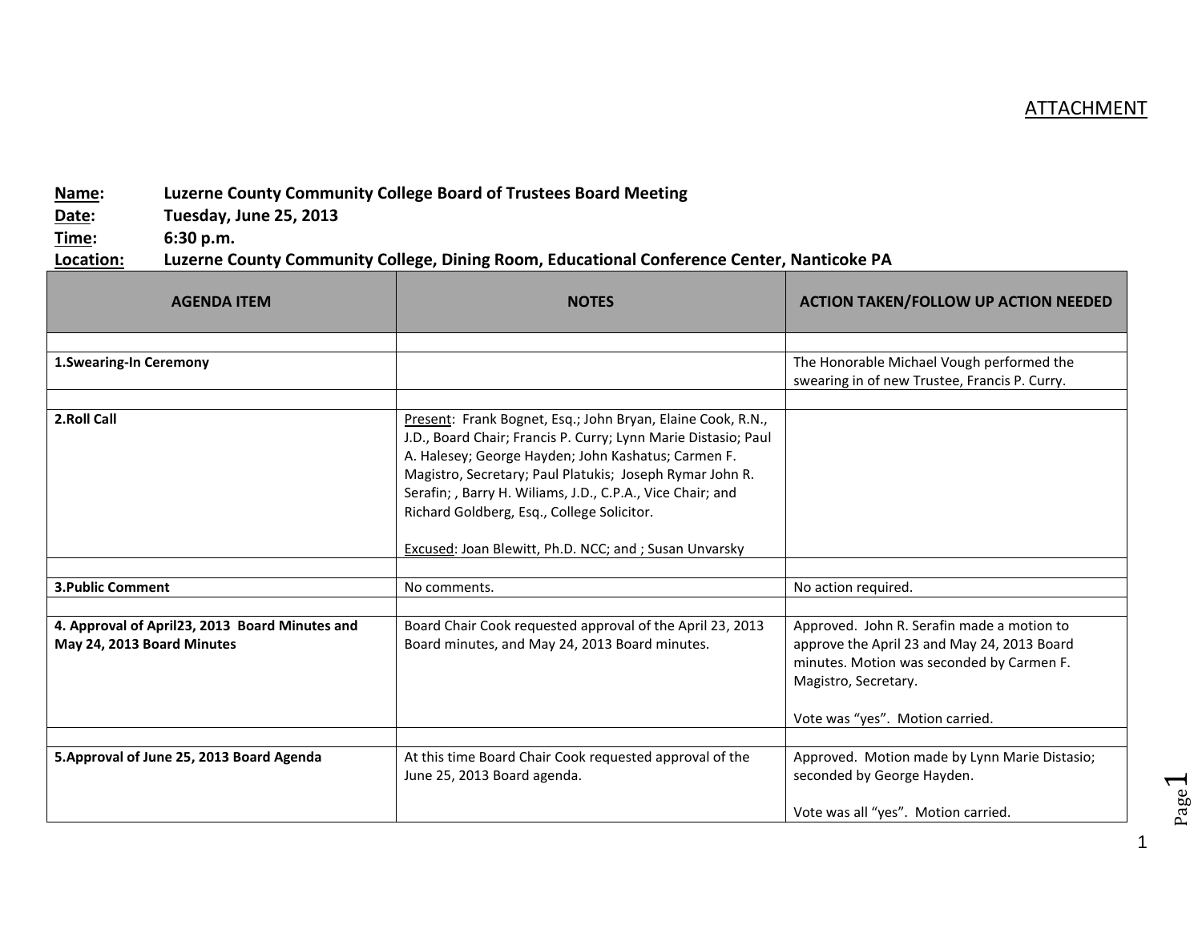ATTACHMENT

**Name:** Luzerne County Community College Board of Trustees Board Meeting
**Date:** Tuesday, June 25, 2013
**Time:** 6:30 p.m.
**Location:** Luzerne County Community College, Dining Room, Educational Conference Center, Nanticoke PA

| AGENDA ITEM | NOTES | ACTION TAKEN/FOLLOW UP ACTION NEEDED |
|---|---|---|
| | | |
| **1.Swearing-In Ceremony** | | The Honorable Michael Vough performed the swearing in of new Trustee, Francis P. Curry. |
| | | |
| **2.Roll Call** | Present: Frank Bognet, Esq.; John Bryan, Elaine Cook, R.N., J.D., Board Chair; Francis P. Curry; Lynn Marie Distasio; Paul A. Halesey; George Hayden; John Kashatus; Carmen F. Magistro, Secretary; Paul Platukis; Joseph Rymar John R. Serafin; , Barry H. Wiliams, J.D., C.P.A., Vice Chair; and Richard Goldberg, Esq., College Solicitor.<br><br>Excused: Joan Blewitt, Ph.D. NCC; and ; Susan Unvarsky | |
| | | |
| **3.Public Comment** | No comments. | No action required. |
| | | |
| **4. Approval of April23, 2013 Board Minutes and May 24, 2013 Board Minutes** | Board Chair Cook requested approval of the April 23, 2013 Board minutes, and May 24, 2013 Board minutes. | Approved. John R. Serafin made a motion to approve the April 23 and May 24, 2013 Board minutes. Motion was seconded by Carmen F. Magistro, Secretary.<br><br>Vote was "yes". Motion carried. |
| | | |
| **5.Approval of June 25, 2013 Board Agenda** | At this time Board Chair Cook requested approval of the June 25, 2013 Board agenda. | Approved. Motion made by Lynn Marie Distasio; seconded by George Hayden.<br><br>Vote was all "yes". Motion carried. |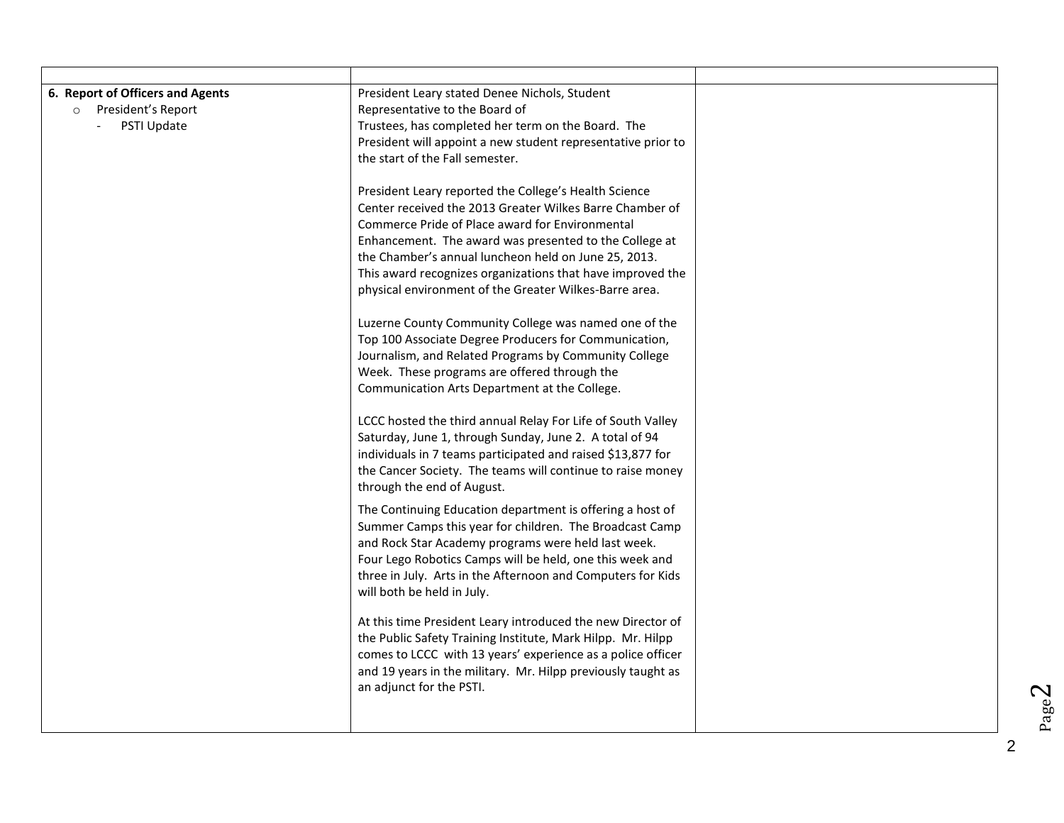| | | |
|---|---|---|
| **6. Report of Officers and Agents**<br>○ President's Report<br>- PSTI Update | President Leary stated Denee Nichols, Student Representative to the Board of Trustees, has completed her term on the Board. The President will appoint a new student representative prior to the start of the Fall semester.<br><br>President Leary reported the College's Health Science Center received the 2013 Greater Wilkes Barre Chamber of Commerce Pride of Place award for Environmental Enhancement. The award was presented to the College at the Chamber's annual luncheon held on June 25, 2013. This award recognizes organizations that have improved the physical environment of the Greater Wilkes-Barre area.<br><br>Luzerne County Community College was named one of the Top 100 Associate Degree Producers for Communication, Journalism, and Related Programs by Community College Week. These programs are offered through the Communication Arts Department at the College.<br><br>LCCC hosted the third annual Relay For Life of South Valley Saturday, June 1, through Sunday, June 2. A total of 94 individuals in 7 teams participated and raised $13,877 for the Cancer Society. The teams will continue to raise money through the end of August.<br><br>The Continuing Education department is offering a host of Summer Camps this year for children. The Broadcast Camp and Rock Star Academy programs were held last week. Four Lego Robotics Camps will be held, one this week and three in July. Arts in the Afternoon and Computers for Kids will both be held in July.<br><br>At this time President Leary introduced the new Director of the Public Safety Training Institute, Mark Hilpp. Mr. Hilpp comes to LCCC with 13 years' experience as a police officer and 19 years in the military. Mr. Hilpp previously taught as an adjunct for the PSTI. | |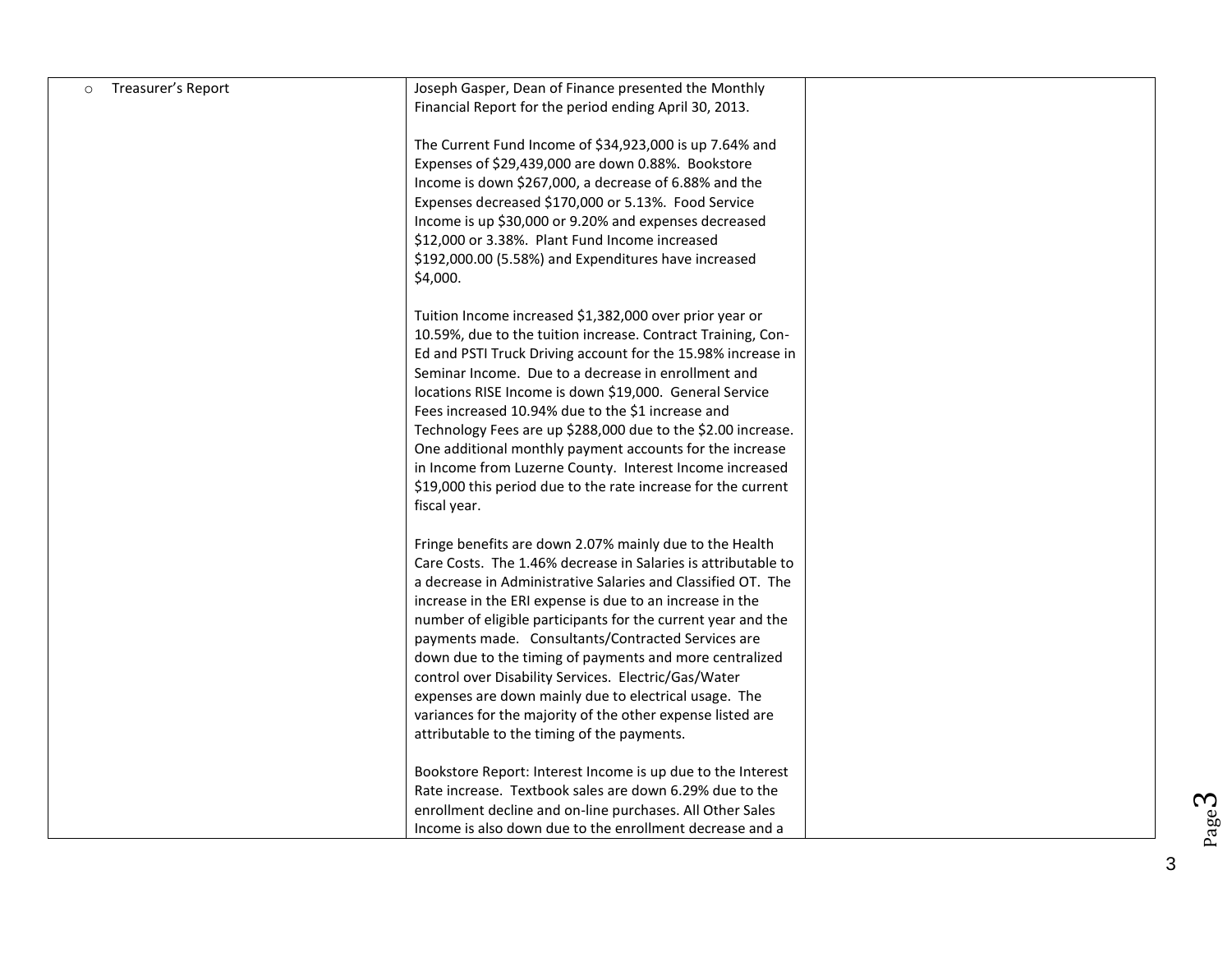| | | |
|---|---|---|
| ○ Treasurer's Report | Joseph Gasper, Dean of Finance presented the Monthly Financial Report for the period ending April 30, 2013.<br><br>The Current Fund Income of $34,923,000 is up 7.64% and Expenses of $29,439,000 are down 0.88%. Bookstore Income is down $267,000, a decrease of 6.88% and the Expenses decreased $170,000 or 5.13%. Food Service Income is up $30,000 or 9.20% and expenses decreased $12,000 or 3.38%. Plant Fund Income increased $192,000.00 (5.58%) and Expenditures have increased $4,000.<br><br>Tuition Income increased $1,382,000 over prior year or 10.59%, due to the tuition increase. Contract Training, Con-Ed and PSTI Truck Driving account for the 15.98% increase in Seminar Income. Due to a decrease in enrollment and locations RISE Income is down $19,000. General Service Fees increased 10.94% due to the $1 increase and Technology Fees are up $288,000 due to the $2.00 increase. One additional monthly payment accounts for the increase in Income from Luzerne County. Interest Income increased $19,000 this period due to the rate increase for the current fiscal year.<br><br>Fringe benefits are down 2.07% mainly due to the Health Care Costs. The 1.46% decrease in Salaries is attributable to a decrease in Administrative Salaries and Classified OT. The increase in the ERI expense is due to an increase in the number of eligible participants for the current year and the payments made. Consultants/Contracted Services are down due to the timing of payments and more centralized control over Disability Services. Electric/Gas/Water expenses are down mainly due to electrical usage. The variances for the majority of the other expense listed are attributable to the timing of the payments.<br><br>Bookstore Report: Interest Income is up due to the Interest Rate increase. Textbook sales are down 6.29% due to the enrollment decline and on-line purchases. All Other Sales Income is also down due to the enrollment decrease and a | |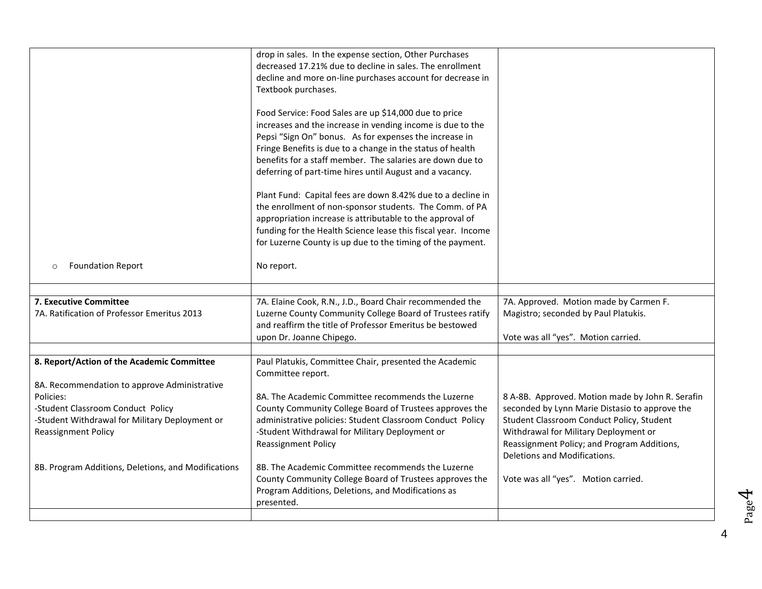| | | |
|---|---|---|
| | drop in sales. In the expense section, Other Purchases decreased 17.21% due to decline in sales. The enrollment decline and more on-line purchases account for decrease in Textbook purchases.<br><br>Food Service: Food Sales are up $14,000 due to price increases and the increase in vending income is due to the Pepsi "Sign On" bonus. As for expenses the increase in Fringe Benefits is due to a change in the status of health benefits for a staff member. The salaries are down due to deferring of part-time hires until August and a vacancy.<br><br>Plant Fund: Capital fees are down 8.42% due to a decline in the enrollment of non-sponsor students. The Comm. of PA appropriation increase is attributable to the approval of funding for the Health Science lease this fiscal year. Income for Luzerne County is up due to the timing of the payment. | |
| ○ Foundation Report | No report. | |
| | | |
| **7. Executive Committee**<br>7A. Ratification of Professor Emeritus 2013 | 7A. Elaine Cook, R.N., J.D., Board Chair recommended the Luzerne County Community College Board of Trustees ratify and reaffirm the title of Professor Emeritus be bestowed upon Dr. Joanne Chipego. | 7A. Approved. Motion made by Carmen F. Magistro; seconded by Paul Platukis.<br><br>Vote was all "yes". Motion carried. |
| | | |
| **8. Report/Action of the Academic Committee**<br><br>8A. Recommendation to approve Administrative Policies:<br>-Student Classroom Conduct Policy<br>-Student Withdrawal for Military Deployment or Reassignment Policy<br><br>8B. Program Additions, Deletions, and Modifications | Paul Platukis, Committee Chair, presented the Academic Committee report.<br><br>8A. The Academic Committee recommends the Luzerne County Community College Board of Trustees approves the administrative policies: Student Classroom Conduct Policy -Student Withdrawal for Military Deployment or Reassignment Policy<br><br>8B. The Academic Committee recommends the Luzerne County Community College Board of Trustees approves the Program Additions, Deletions, and Modifications as presented. | 8 A-8B. Approved. Motion made by John R. Serafin seconded by Lynn Marie Distasio to approve the Student Classroom Conduct Policy, Student Withdrawal for Military Deployment or Reassignment Policy; and Program Additions, Deletions and Modifications.<br><br>Vote was all "yes". Motion carried. |
| | | |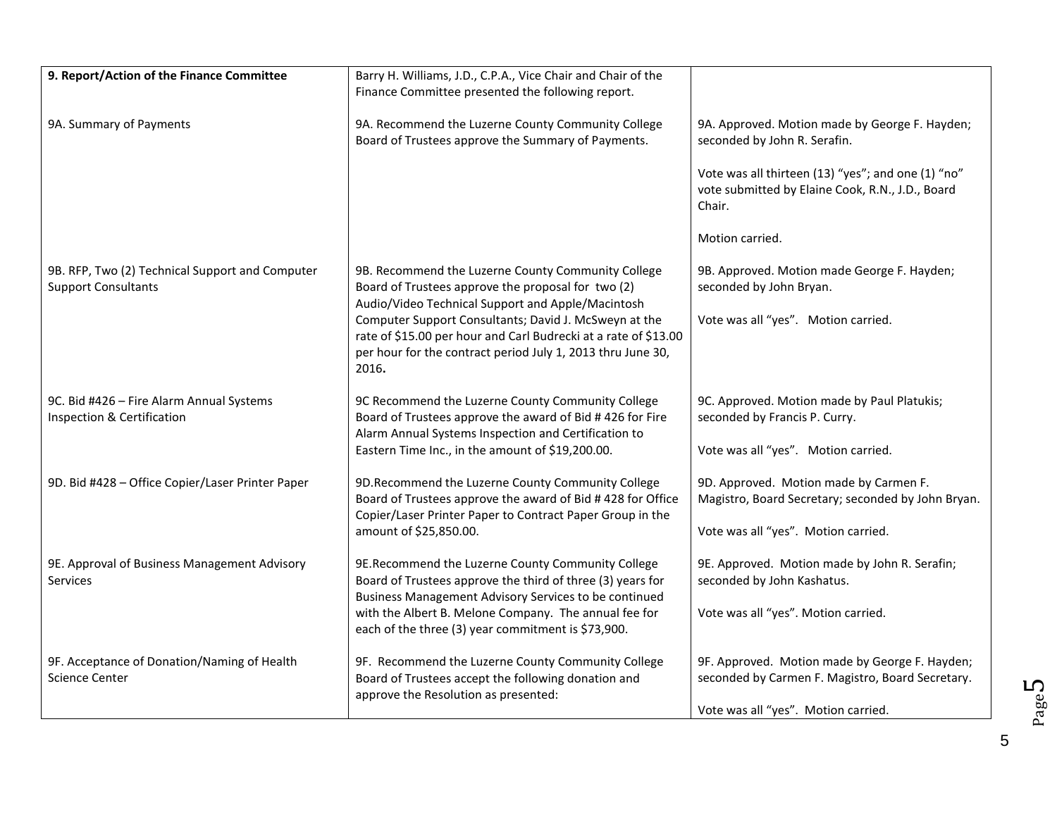| 9. Report/Action of the Finance Committee | Barry H. Williams, J.D., C.P.A., Vice Chair and Chair of the Finance Committee presented the following report. | |
|---|---|---|
| 9A. Summary of Payments | 9A. Recommend the Luzerne County Community College Board of Trustees approve the Summary of Payments. | 9A. Approved. Motion made by George F. Hayden; seconded by John R. Serafin.<br><br>Vote was all thirteen (13) "yes"; and one (1) "no" vote submitted by Elaine Cook, R.N., J.D., Board Chair.<br><br>Motion carried. |
| 9B. RFP, Two (2) Technical Support and Computer Support Consultants | 9B. Recommend the Luzerne County Community College Board of Trustees approve the proposal for two (2) Audio/Video Technical Support and Apple/Macintosh Computer Support Consultants; David J. McSweyn at the rate of $15.00 per hour and Carl Budrecki at a rate of $13.00 per hour for the contract period July 1, 2013 thru June 30, 2016**.** | 9B. Approved. Motion made George F. Hayden; seconded by John Bryan.<br><br>Vote was all "yes". Motion carried. |
| 9C. Bid #426 – Fire Alarm Annual Systems Inspection & Certification | 9C Recommend the Luzerne County Community College Board of Trustees approve the award of Bid # 426 for Fire Alarm Annual Systems Inspection and Certification to Eastern Time Inc., in the amount of $19,200.00. | 9C. Approved. Motion made by Paul Platukis; seconded by Francis P. Curry.<br><br>Vote was all "yes". Motion carried. |
| 9D. Bid #428 – Office Copier/Laser Printer Paper | 9D.Recommend the Luzerne County Community College Board of Trustees approve the award of Bid # 428 for Office Copier/Laser Printer Paper to Contract Paper Group in the amount of $25,850.00. | 9D. Approved. Motion made by Carmen F. Magistro, Board Secretary; seconded by John Bryan.<br><br>Vote was all "yes". Motion carried. |
| 9E. Approval of Business Management Advisory Services | 9E.Recommend the Luzerne County Community College Board of Trustees approve the third of three (3) years for Business Management Advisory Services to be continued with the Albert B. Melone Company. The annual fee for each of the three (3) year commitment is $73,900. | 9E. Approved. Motion made by John R. Serafin; seconded by John Kashatus.<br><br>Vote was all "yes". Motion carried. |
| 9F. Acceptance of Donation/Naming of Health Science Center | 9F. Recommend the Luzerne County Community College Board of Trustees accept the following donation and approve the Resolution as presented: | 9F. Approved. Motion made by George F. Hayden; seconded by Carmen F. Magistro, Board Secretary.<br><br>Vote was all "yes". Motion carried. |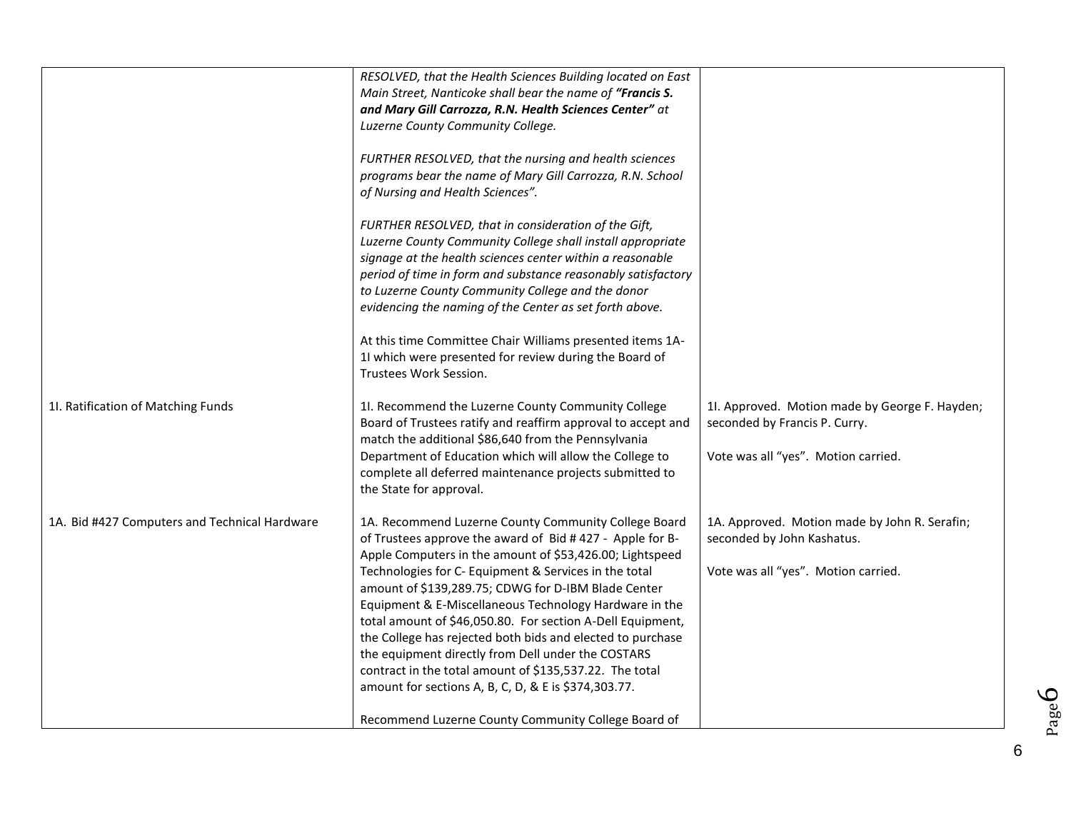| | | |
|---|---|---|
| | *RESOLVED, that the Health Sciences Building located on East Main Street, Nanticoke shall bear the name of **"Francis S. and Mary Gill Carrozza, R.N. Health Sciences Center"** at Luzerne County Community College.*<br><br>*FURTHER RESOLVED, that the nursing and health sciences programs bear the name of Mary Gill Carrozza, R.N. School of Nursing and Health Sciences".*<br><br>*FURTHER RESOLVED, that in consideration of the Gift, Luzerne County Community College shall install appropriate signage at the health sciences center within a reasonable period of time in form and substance reasonably satisfactory to Luzerne County Community College and the donor evidencing the naming of the Center as set forth above.*<br><br>At this time Committee Chair Williams presented items 1A-1I which were presented for review during the Board of Trustees Work Session. | |
| 1I. Ratification of Matching Funds | 1I. Recommend the Luzerne County Community College Board of Trustees ratify and reaffirm approval to accept and match the additional $86,640 from the Pennsylvania Department of Education which will allow the College to complete all deferred maintenance projects submitted to the State for approval. | 1I. Approved. Motion made by George F. Hayden; seconded by Francis P. Curry.<br><br>Vote was all "yes". Motion carried. |
| 1A. Bid #427 Computers and Technical Hardware | 1A. Recommend Luzerne County Community College Board of Trustees approve the award of Bid # 427 - Apple for B-Apple Computers in the amount of $53,426.00; Lightspeed Technologies for C- Equipment & Services in the total amount of $139,289.75; CDWG for D-IBM Blade Center Equipment & E-Miscellaneous Technology Hardware in the total amount of $46,050.80. For section A-Dell Equipment, the College has rejected both bids and elected to purchase the equipment directly from Dell under the COSTARS contract in the total amount of $135,537.22. The total amount for sections A, B, C, D, & E is $374,303.77.<br><br>Recommend Luzerne County Community College Board of | 1A. Approved. Motion made by John R. Serafin; seconded by John Kashatus.<br><br>Vote was all "yes". Motion carried. |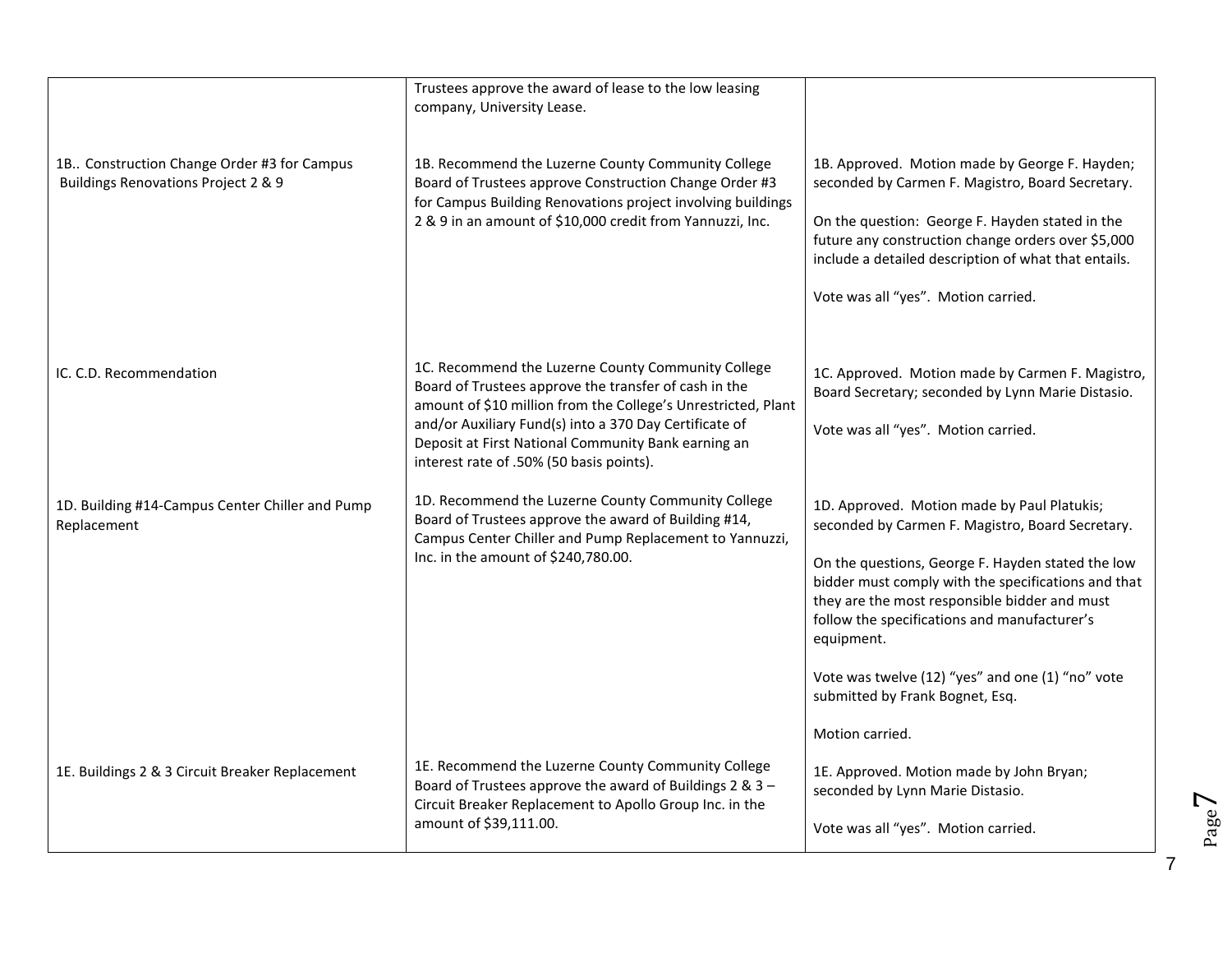| | | |
|---|---|---|
| | Trustees approve the award of lease to the low leasing company, University Lease. | |
| 1B.. Construction Change Order #3 for Campus Buildings Renovations Project 2 & 9 | 1B. Recommend the Luzerne County Community College Board of Trustees approve Construction Change Order #3 for Campus Building Renovations project involving buildings 2 & 9 in an amount of $10,000 credit from Yannuzzi, Inc. | 1B. Approved. Motion made by George F. Hayden; seconded by Carmen F. Magistro, Board Secretary.<br><br>On the question: George F. Hayden stated in the future any construction change orders over $5,000 include a detailed description of what that entails.<br><br>Vote was all "yes". Motion carried. |
| IC. C.D. Recommendation | 1C. Recommend the Luzerne County Community College Board of Trustees approve the transfer of cash in the amount of $10 million from the College's Unrestricted, Plant and/or Auxiliary Fund(s) into a 370 Day Certificate of Deposit at First National Community Bank earning an interest rate of .50% (50 basis points). | 1C. Approved. Motion made by Carmen F. Magistro, Board Secretary; seconded by Lynn Marie Distasio.<br><br>Vote was all "yes". Motion carried. |
| 1D. Building #14-Campus Center Chiller and Pump Replacement | 1D. Recommend the Luzerne County Community College Board of Trustees approve the award of Building #14, Campus Center Chiller and Pump Replacement to Yannuzzi, Inc. in the amount of $240,780.00. | 1D. Approved. Motion made by Paul Platukis; seconded by Carmen F. Magistro, Board Secretary.<br><br>On the questions, George F. Hayden stated the low bidder must comply with the specifications and that they are the most responsible bidder and must follow the specifications and manufacturer's equipment.<br><br>Vote was twelve (12) "yes" and one (1) "no" vote submitted by Frank Bognet, Esq.<br><br>Motion carried. |
| 1E. Buildings 2 & 3 Circuit Breaker Replacement | 1E. Recommend the Luzerne County Community College Board of Trustees approve the award of Buildings 2 & 3 – Circuit Breaker Replacement to Apollo Group Inc. in the amount of $39,111.00. | 1E. Approved. Motion made by John Bryan; seconded by Lynn Marie Distasio.<br><br>Vote was all "yes". Motion carried. |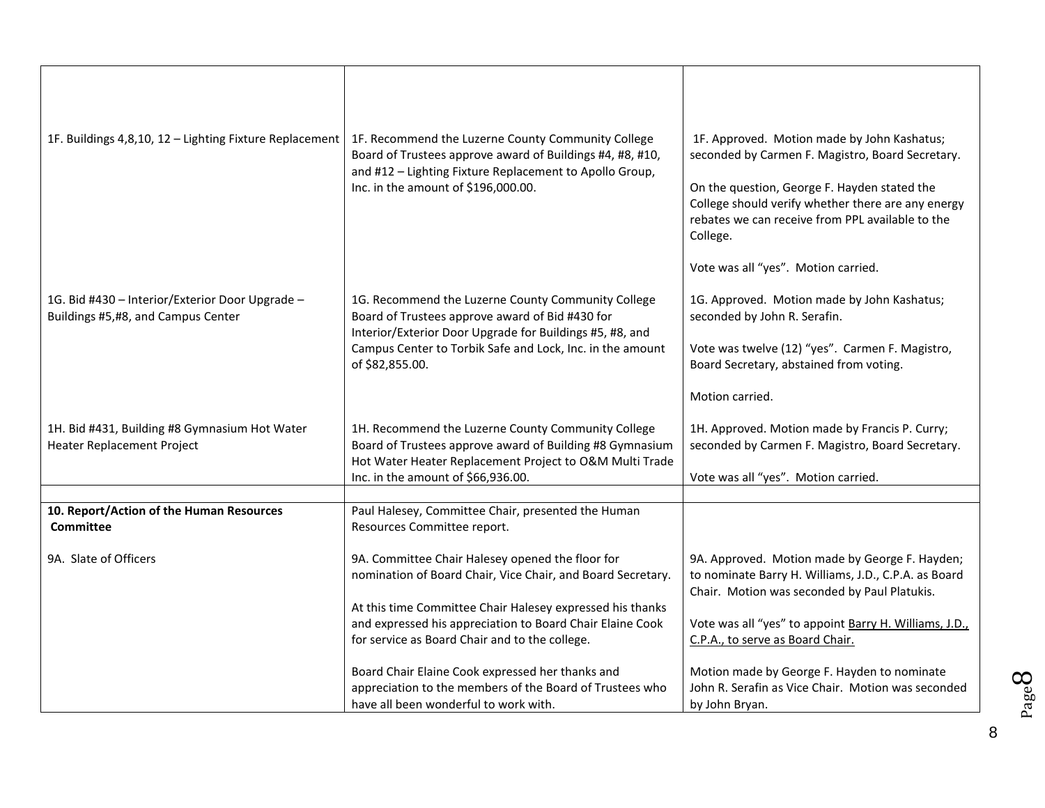| | | |
|---|---|---|
| 1F. Buildings 4,8,10, 12 – Lighting Fixture Replacement | 1F. Recommend the Luzerne County Community College Board of Trustees approve award of Buildings #4, #8, #10, and #12 – Lighting Fixture Replacement to Apollo Group, Inc. in the amount of $196,000.00. | 1F. Approved. Motion made by John Kashatus; seconded by Carmen F. Magistro, Board Secretary.<br><br>On the question, George F. Hayden stated the College should verify whether there are any energy rebates we can receive from PPL available to the College.<br><br>Vote was all "yes". Motion carried. |
| 1G. Bid #430 – Interior/Exterior Door Upgrade – Buildings #5,#8, and Campus Center | 1G. Recommend the Luzerne County Community College Board of Trustees approve award of Bid #430 for Interior/Exterior Door Upgrade for Buildings #5, #8, and Campus Center to Torbik Safe and Lock, Inc. in the amount of $82,855.00. | 1G. Approved. Motion made by John Kashatus; seconded by John R. Serafin.<br><br>Vote was twelve (12) "yes". Carmen F. Magistro, Board Secretary, abstained from voting.<br><br>Motion carried. |
| 1H. Bid #431, Building #8 Gymnasium Hot Water Heater Replacement Project | 1H. Recommend the Luzerne County Community College Board of Trustees approve award of Building #8 Gymnasium Hot Water Heater Replacement Project to O&M Multi Trade Inc. in the amount of $66,936.00. | 1H. Approved. Motion made by Francis P. Curry; seconded by Carmen F. Magistro, Board Secretary.<br><br>Vote was all "yes". Motion carried. |
| | | |
| **10. Report/Action of the Human Resources Committee**<br><br>9A. Slate of Officers | Paul Halesey, Committee Chair, presented the Human Resources Committee report.<br><br>9A. Committee Chair Halesey opened the floor for nomination of Board Chair, Vice Chair, and Board Secretary.<br><br>At this time Committee Chair Halesey expressed his thanks and expressed his appreciation to Board Chair Elaine Cook for service as Board Chair and to the college.<br><br>Board Chair Elaine Cook expressed her thanks and appreciation to the members of the Board of Trustees who have all been wonderful to work with. | 9A. Approved. Motion made by George F. Hayden; to nominate Barry H. Williams, J.D., C.P.A. as Board Chair. Motion was seconded by Paul Platukis.<br><br>Vote was all "yes" to appoint Barry H. Williams, J.D., C.P.A., to serve as Board Chair.<br><br>Motion made by George F. Hayden to nominate John R. Serafin as Vice Chair. Motion was seconded by John Bryan. |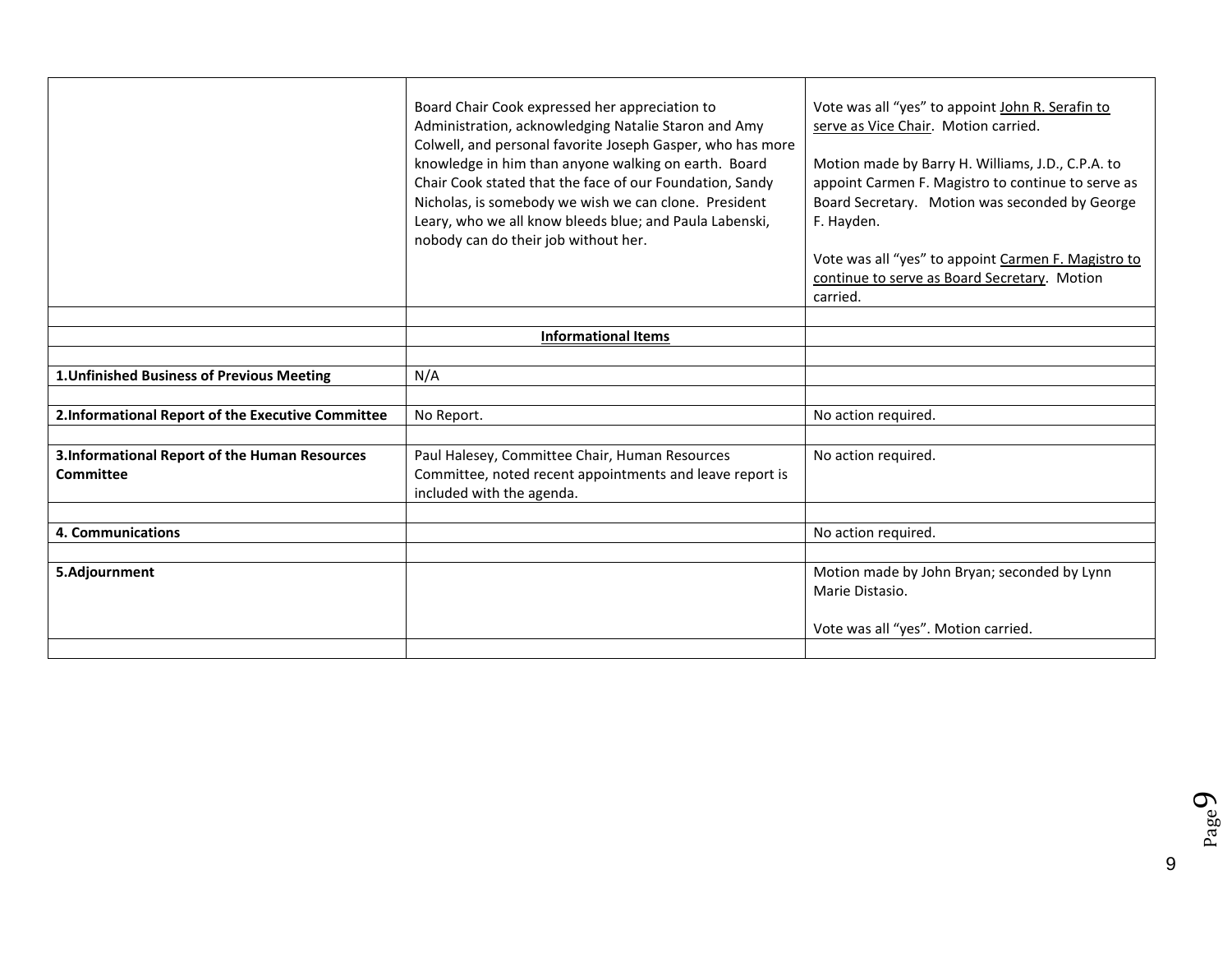| | | |
|---|---|---|
| | Board Chair Cook expressed her appreciation to Administration, acknowledging Natalie Staron and Amy Colwell, and personal favorite Joseph Gasper, who has more knowledge in him than anyone walking on earth. Board Chair Cook stated that the face of our Foundation, Sandy Nicholas, is somebody we wish we can clone. President Leary, who we all know bleeds blue; and Paula Labenski, nobody can do their job without her. | Vote was all "yes" to appoint John R. Serafin to serve as Vice Chair. Motion carried.<br><br>Motion made by Barry H. Williams, J.D., C.P.A. to appoint Carmen F. Magistro to continue to serve as Board Secretary. Motion was seconded by George F. Hayden.<br><br>Vote was all "yes" to appoint Carmen F. Magistro to continue to serve as Board Secretary. Motion carried. |
| | | |
| | **Informational Items** | |
| | | |
| **1.Unfinished Business of Previous Meeting** | N/A | |
| | | |
| **2.Informational Report of the Executive Committee** | No Report. | No action required. |
| | | |
| **3.Informational Report of the Human Resources Committee** | Paul Halesey, Committee Chair, Human Resources Committee, noted recent appointments and leave report is included with the agenda. | No action required. |
| | | |
| **4. Communications** | | No action required. |
| | | |
| **5.Adjournment** | | Motion made by John Bryan; seconded by Lynn Marie Distasio.<br><br>Vote was all "yes". Motion carried. |
| | | |